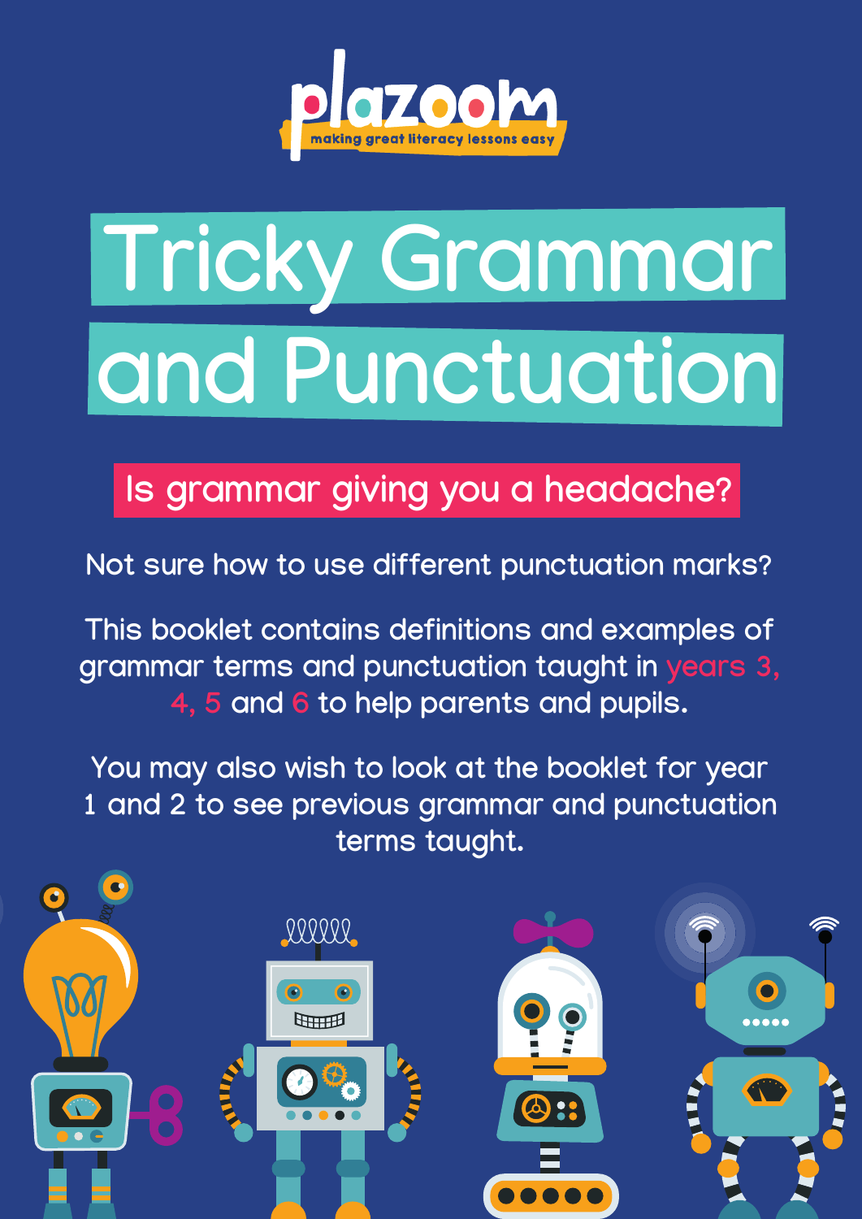plazoom

making great literacy lessons easy

# Tricky Grammar and Punctuation

## Is grammar giving you a headache?

Not sure how to use different punctuation marks?

This booklet contains definitions and examples of grammar terms and punctuation taught in years 3, 4, 5 and 6 to help parents and pupils.

You may also wish to look at the booklet for year 1 and 2 to see previous grammar and punctuation terms taught.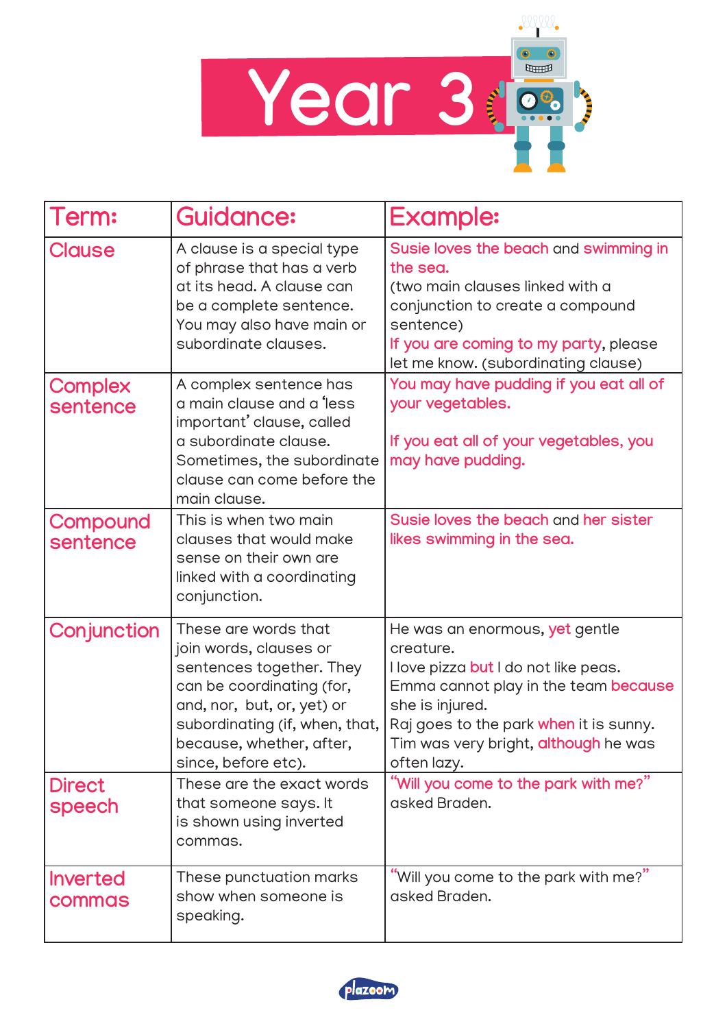# Year 3

| Term: | Guidance: | Example: |
| --- | --- | --- |
| Clause | A clause is a special type of phrase that has a verb at its head. A clause can be a complete sentence. You may also have main or subordinate clauses. | Susie loves the beach and swimming in the sea. (two main clauses linked with a conjunction to create a compound sentence) If you are coming to my party, please let me know. (subordinating clause) |
| Complex sentence | A complex sentence has a main clause and a 'less important' clause, called a subordinate clause. Sometimes, the subordinate clause can come before the main clause. | You may have pudding if you eat all of your vegetables. If you eat all of your vegetables, you may have pudding. |
| Compound sentence | This is when two main clauses that would make sense on their own are linked with a coordinating conjunction. | Susie loves the beach and her sister likes swimming in the sea. |
| Conjunction | These are words that join words, clauses or sentences together. They can be coordinating (for, and, nor, but, or, yet) or subordinating (if, when, that, because, whether, after, since, before etc). | He was an enormous, yet gentle creature. I love pizza but I do not like peas. Emma cannot play in the team because she is injured. Raj goes to the park when it is sunny. Tim was very bright, although he was often lazy. |
| Direct speech | These are the exact words that someone says. It is shown using inverted commas. | "Will you come to the park with me?" asked Braden. |
| Inverted commas | These punctuation marks show when someone is speaking. | "Will you come to the park with me?" asked Braden. |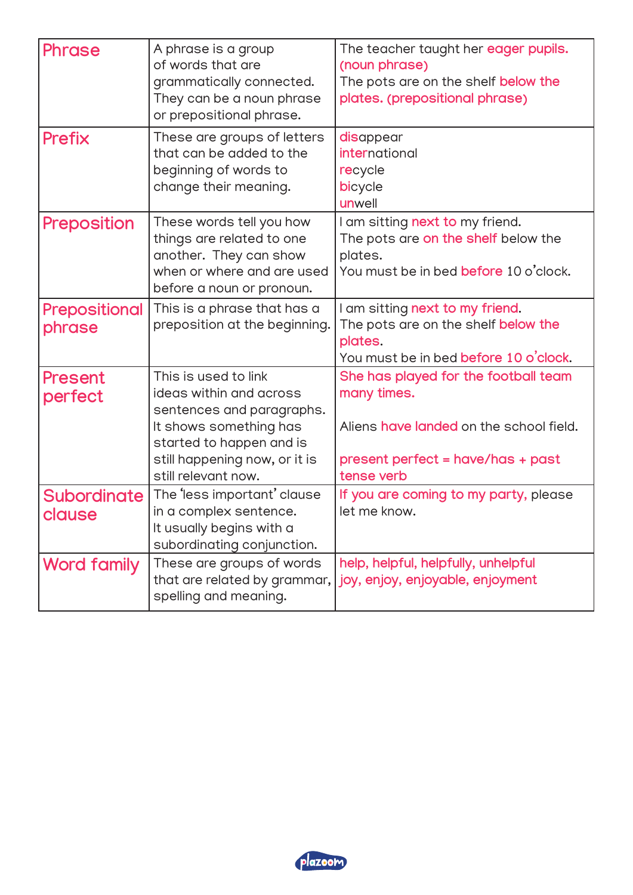| Phrase | A phrase is a group of words that are grammatically connected. They can be a noun phrase or prepositional phrase. | The teacher taught her eager pupils. (noun phrase)<br>The pots are on the shelf below the plates. (prepositional phrase) |
|---|---|---|
| Prefix | These are groups of letters that can be added to the beginning of words to change their meaning. | disappear<br>international<br>recycle<br>bicycle<br>unwell |
| Preposition | These words tell you how things are related to one another. They can show when or where and are used before a noun or pronoun. | I am sitting next to my friend.<br>The pots are on the shelf below the plates.<br>You must be in bed before 10 o'clock. |
| Prepositional phrase | This is a phrase that has a preposition at the beginning. | I am sitting next to my friend.<br>The pots are on the shelf below the plates.<br>You must be in bed before 10 o'clock. |
| Present perfect | This is used to link ideas within and across sentences and paragraphs. It shows something has started to happen and is still happening now, or it is still relevant now. | She has played for the football team many times.<br><br>Aliens have landed on the school field.<br><br>present perfect = have/has + past tense verb |
| Subordinate clause | The 'less important' clause in a complex sentence. It usually begins with a subordinating conjunction. | If you are coming to my party, please let me know. |
| Word family | These are groups of words that are related by grammar, spelling and meaning. | help, helpful, helpfully, unhelpful<br>joy, enjoy, enjoyable, enjoyment |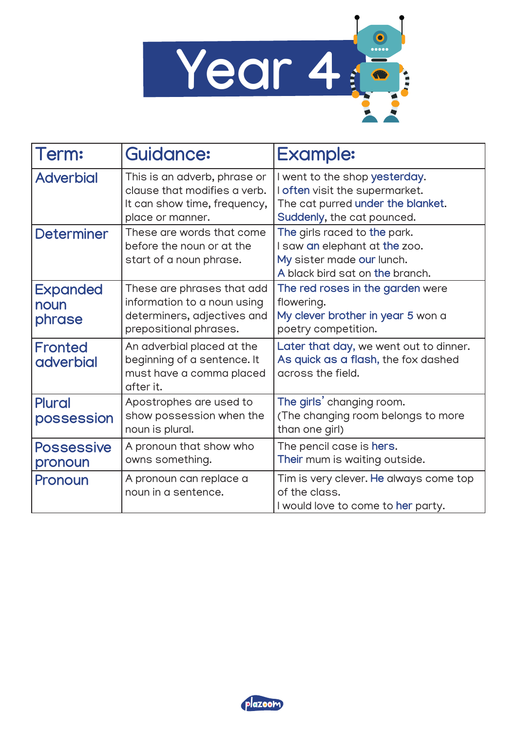# Year 4

| Term: | Guidance: | Example: |
| --- | --- | --- |
| Adverbial | This is an adverb, phrase or clause that modifies a verb. It can show time, frequency, place or manner. | I went to the shop yesterday.<br>I often visit the supermarket.<br>The cat purred under the blanket.<br>Suddenly, the cat pounced. |
| Determiner | These are words that come before the noun or at the start of a noun phrase. | The girls raced to the park.<br>I saw an elephant at the zoo.<br>My sister made our lunch.<br>A black bird sat on the branch. |
| Expanded noun phrase | These are phrases that add information to a noun using determiners, adjectives and prepositional phrases. | The red roses in the garden were flowering.<br>My clever brother in year 5 won a poetry competition. |
| Fronted adverbial | An adverbial placed at the beginning of a sentence. It must have a comma placed after it. | Later that day, we went out to dinner.<br>As quick as a flash, the fox dashed across the field. |
| Plural possession | Apostrophes are used to show possession when the noun is plural. | The girls' changing room.<br>(The changing room belongs to more than one girl) |
| Possessive pronoun | A pronoun that show who owns something. | The pencil case is hers.<br>Their mum is waiting outside. |
| Pronoun | A pronoun can replace a noun in a sentence. | Tim is very clever. He always come top of the class.<br>I would love to come to her party. |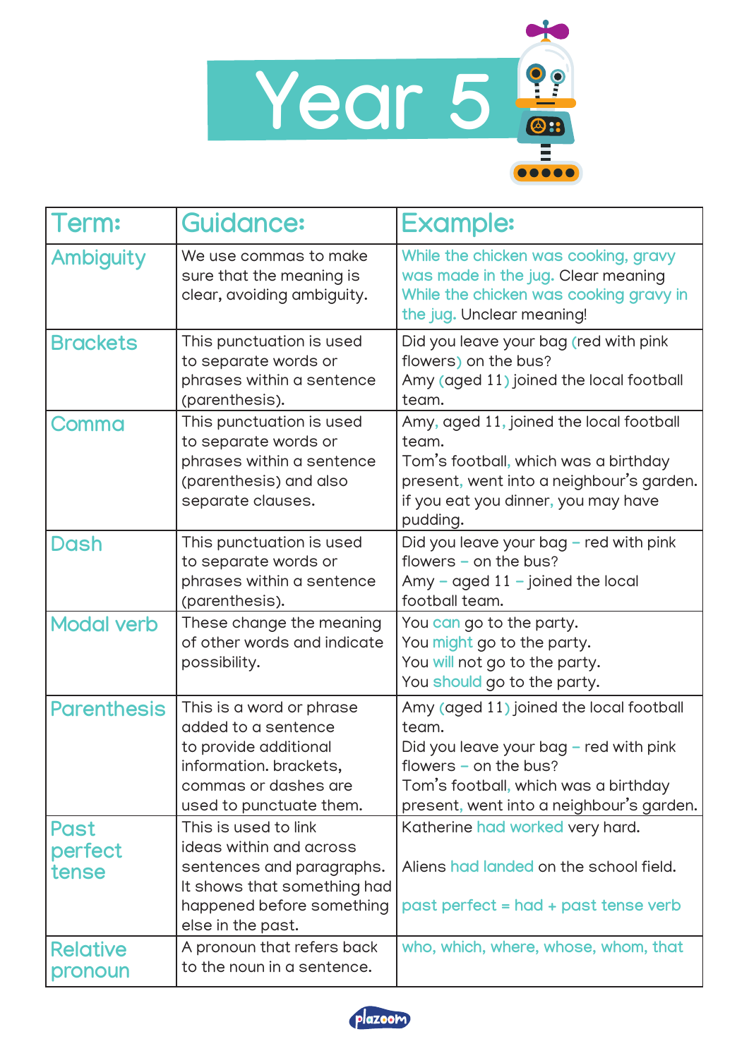# Year 5

| Term: | Guidance: | Example: |
| --- | --- | --- |
| Ambiguity | We use commas to make sure that the meaning is clear, avoiding ambiguity. | While the chicken was cooking, gravy was made in the jug. Clear meaning<br>While the chicken was cooking gravy in the jug. Unclear meaning! |
| Brackets | This punctuation is used to separate words or phrases within a sentence (parenthesis). | Did you leave your bag (red with pink flowers) on the bus?<br>Amy (aged 11) joined the local football team. |
| Comma | This punctuation is used to separate words or phrases within a sentence (parenthesis) and also separate clauses. | Amy, aged 11, joined the local football team.<br>Tom's football, which was a birthday present, went into a neighbour's garden.<br>if you eat you dinner, you may have pudding. |
| Dash | This punctuation is used to separate words or phrases within a sentence (parenthesis). | Did you leave your bag – red with pink flowers – on the bus?<br>Amy – aged 11 – joined the local football team. |
| Modal verb | These change the meaning of other words and indicate possibility. | You can go to the party.<br>You might go to the party.<br>You will not go to the party.<br>You should go to the party. |
| Parenthesis | This is a word or phrase added to a sentence to provide additional information. brackets, commas or dashes are used to punctuate them. | Amy (aged 11) joined the local football team.<br>Did you leave your bag – red with pink flowers – on the bus?<br>Tom's football, which was a birthday present, went into a neighbour's garden. |
| Past perfect tense | This is used to link ideas within and across sentences and paragraphs. It shows that something had happened before something else in the past. | Katherine had worked very hard.<br><br>Aliens had landed on the school field.<br><br>past perfect = had + past tense verb |
| Relative pronoun | A pronoun that refers back to the noun in a sentence. | who, which, where, whose, whom, that |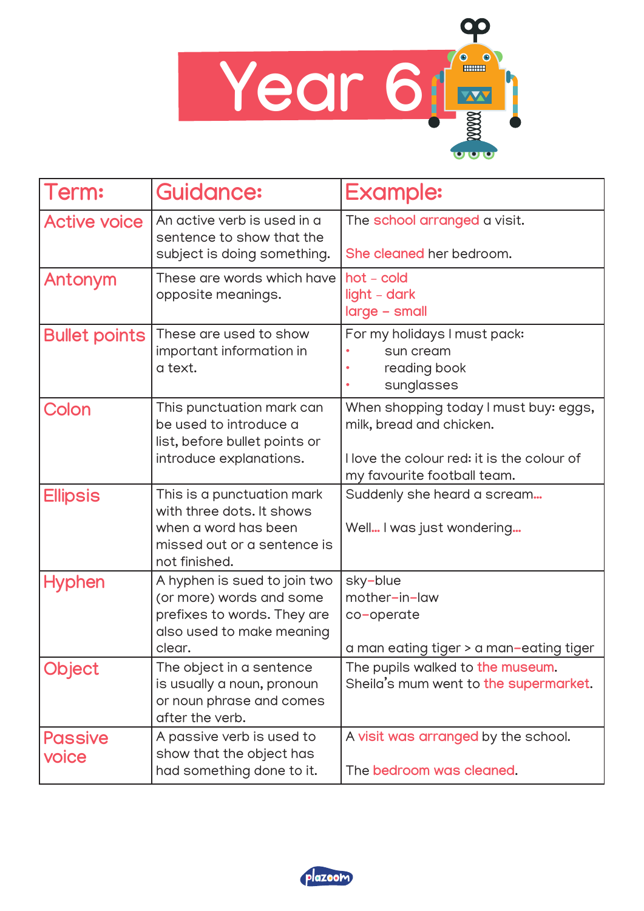# Year 6

| Term: | Guidance: | Example: |
|---|---|---|
| Active voice | An active verb is used in a sentence to show that the subject is doing something. | The school arranged a visit.<br><br>She cleaned her bedroom. |
| Antonym | These are words which have opposite meanings. | hot – cold<br>light – dark<br>large – small |
| Bullet points | These are used to show important information in a text. | For my holidays I must pack:<br>• sun cream<br>• reading book<br>• sunglasses |
| Colon | This punctuation mark can be used to introduce a list, before bullet points or introduce explanations. | When shopping today I must buy: eggs, milk, bread and chicken.<br><br>I love the colour red: it is the colour of my favourite football team. |
| Ellipsis | This is a punctuation mark with three dots. It shows when a word has been missed out or a sentence is not finished. | Suddenly she heard a scream...<br><br>Well... I was just wondering... |
| Hyphen | A hyphen is sued to join two (or more) words and some prefixes to words. They are also used to make meaning clear. | sky-blue<br>mother-in-law<br>co-operate<br><br>a man eating tiger > a man-eating tiger |
| Object | The object in a sentence is usually a noun, pronoun or noun phrase and comes after the verb. | The pupils walked to the museum.<br>Sheila's mum went to the supermarket. |
| Passive voice | A passive verb is used to show that the object has had something done to it. | A visit was arranged by the school.<br><br>The bedroom was cleaned. |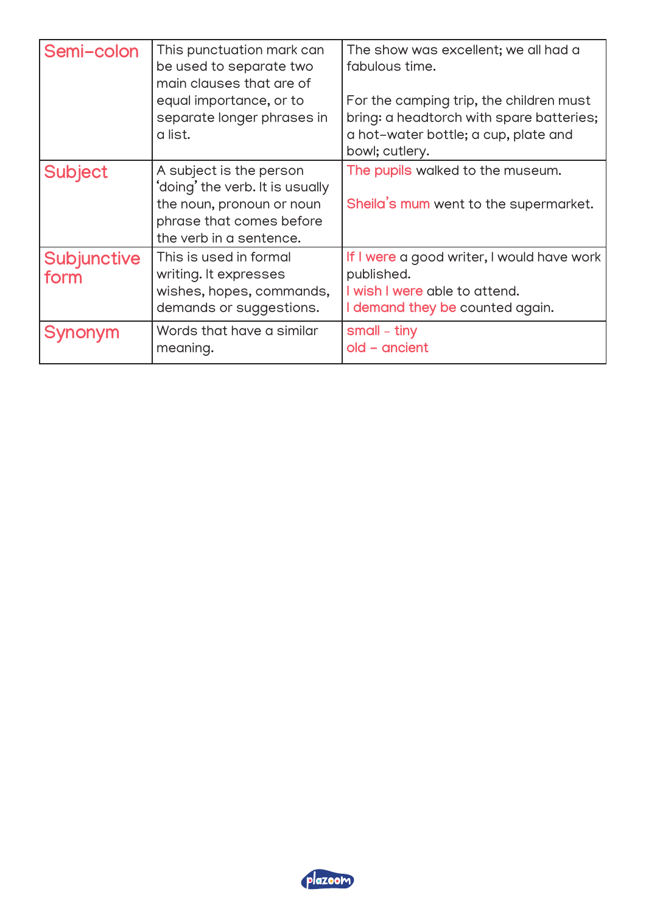| | | |
|---|---|---|
| Semi-colon | This punctuation mark can be used to separate two main clauses that are of equal importance, or to separate longer phrases in a list. | The show was excellent; we all had a fabulous time.<br><br>For the camping trip, the children must bring: a headtorch with spare batteries; a hot-water bottle; a cup, plate and bowl; cutlery. |
| Subject | A subject is the person 'doing' the verb. It is usually the noun, pronoun or noun phrase that comes before the verb in a sentence. | The pupils walked to the museum.<br><br>Sheila's mum went to the supermarket. |
| Subjunctive form | This is used in formal writing. It expresses wishes, hopes, commands, demands or suggestions. | If I were a good writer, I would have work published.<br>I wish I were able to attend.<br>I demand they be counted again. |
| Synonym | Words that have a similar meaning. | small – tiny<br>old – ancient |